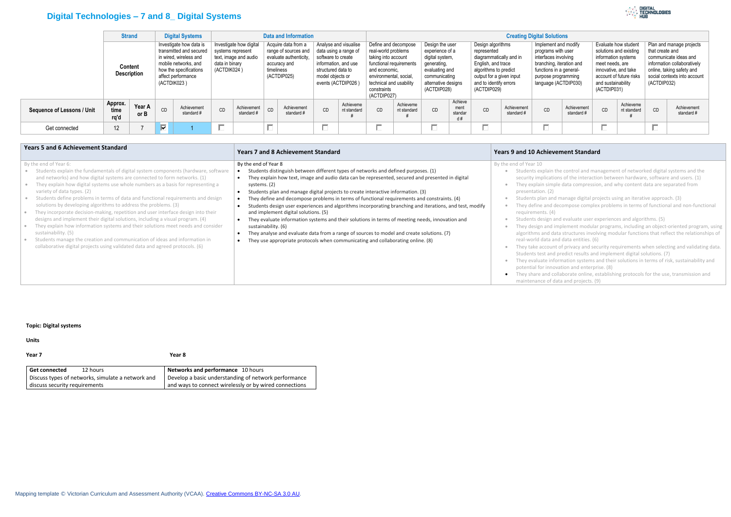# Digital Technologies – 7 and 8_ Digital Systems

| | Strand | | Digital Systems | | Data and Information | | | | | | Creating Digital Solutions | | | | | | | | | | | |
|---|---|---|---|---|---|---|---|---|---|---|---|---|---|---|---|---|---|---|---|---|---|---|
| | Content Description | | Investigate how data is transmitted and secured in wired, wireless and mobile networks, and how the specifications affect performance (ACTDIK023 ) | | Investigate how digital systems represent text, image and audio data in binary (ACTDIK024 ) | | Acquire data from a range of sources and evaluate authenticity, accuracy and timeliness (ACTDIP025) | | Analyse and visualise data using a range of software to create information, and use structured data to model objects or events (ACTDIP026 ) | | Define and decompose real-world problems taking into account functional requirements and economic, environmental, social, technical and usability constraints (ACTDIP027) | | Design the user experience of a digital system, generating, evaluating and communicating alternative designs (ACTDIP028) | | Design algorithms represented diagrammatically and in English, and trace algorithms to predict output for a given input and to identify errors (ACTDIP029) | | Implement and modify programs with user interfaces involving branching, iteration and functions in a general-purpose programming language (ACTDIP030) | | Evaluate how student solutions and existing information systems meet needs, are innovative, and take account of future risks and sustainability (ACTDIP031) | | Plan and manage projects that create and communicate ideas and information collaboratively online, taking safety and social contexts into account (ACTDIP032) | |
| Sequence of Lessons / Unit | Approx. time rq'd | Year A or B | CD | Achievement standard # | CD | Achievement standard # | CD | Achievement standard # | CD | Achievement standard # | CD | Achievement standard # | CD | Achievement standard # | CD | Achievement standard # | CD | Achievement standard # | CD | Achievement standard # | CD | Achievement standard # |
| Get connected | 12 | 7 | ☑ | 1 | ☐ | | ☐ | | ☐ | | ☐ | | ☐ | | ☐ | | ☐ | | ☐ | | ☐ | |

| Years 5 and 6 Achievement Standard | Years 7 and 8 Achievement Standard | Years 9 and 10 Achievement Standard |
|---|---|---|
| By the end of Year 6:<br>• Students explain the fundamentals of digital system components (hardware, software and networks) and how digital systems are connected to form networks. (1)<br>• They explain how digital systems use whole numbers as a basis for representing a variety of data types. (2)<br>• Students define problems in terms of data and functional requirements and design solutions by developing algorithms to address the problems. (3)<br>• They incorporate decision-making, repetition and user interface design into their designs and implement their digital solutions, including a visual program. (4)<br>• They explain how information systems and their solutions meet needs and consider sustainability. (5)<br>• Students manage the creation and communication of ideas and information in collaborative digital projects using validated data and agreed protocols. (6) | By the end of Year 8<br>• Students distinguish between different types of networks and defined purposes. (1)<br>• They explain how text, image and audio data can be represented, secured and presented in digital systems. (2)<br>• Students plan and manage digital projects to create interactive information. (3)<br>• They define and decompose problems in terms of functional requirements and constraints. (4)<br>• Students design user experiences and algorithms incorporating branching and iterations, and test, modify and implement digital solutions. (5)<br>• They evaluate information systems and their solutions in terms of meeting needs, innovation and sustainability. (6)<br>• They analyse and evaluate data from a range of sources to model and create solutions. (7)<br>• They use appropriate protocols when communicating and collaborating online. (8) | By the end of Year 10<br>• Students explain the control and management of networked digital systems and the security implications of the interaction between hardware, software and users. (1)<br>• They explain simple data compression, and why content data are separated from presentation. (2)<br>• Students plan and manage digital projects using an iterative approach. (3)<br>• They define and decompose complex problems in terms of functional and non-functional requirements. (4)<br>• Students design and evaluate user experiences and algorithms. (5)<br>• They design and implement modular programs, including an object-oriented program, using algorithms and data structures involving modular functions that reflect the relationships of real-world data and data entities. (6)<br>• They take account of privacy and security requirements when selecting and validating data. Students test and predict results and implement digital solutions. (7)<br>• They evaluate information systems and their solutions in terms of risk, sustainability and potential for innovation and enterprise. (8)<br>• They share and collaborate online, establishing protocols for the use, transmission and maintenance of data and projects. (9) |

**Topic: Digital systems**

**Units**

| Year 7 | Year 8 |
|---|---|
| **Get connected** 12 hours<br>Discuss types of networks, simulate a network and discuss security requirements | **Networks and performance** 10 hours<br>Develop a basic understanding of network performance and ways to connect wirelessly or by wired connections |

Mapping template © Victorian Curriculum and Assessment Authority (VCAA). Creative Commons BY-NC-SA 3.0 AU.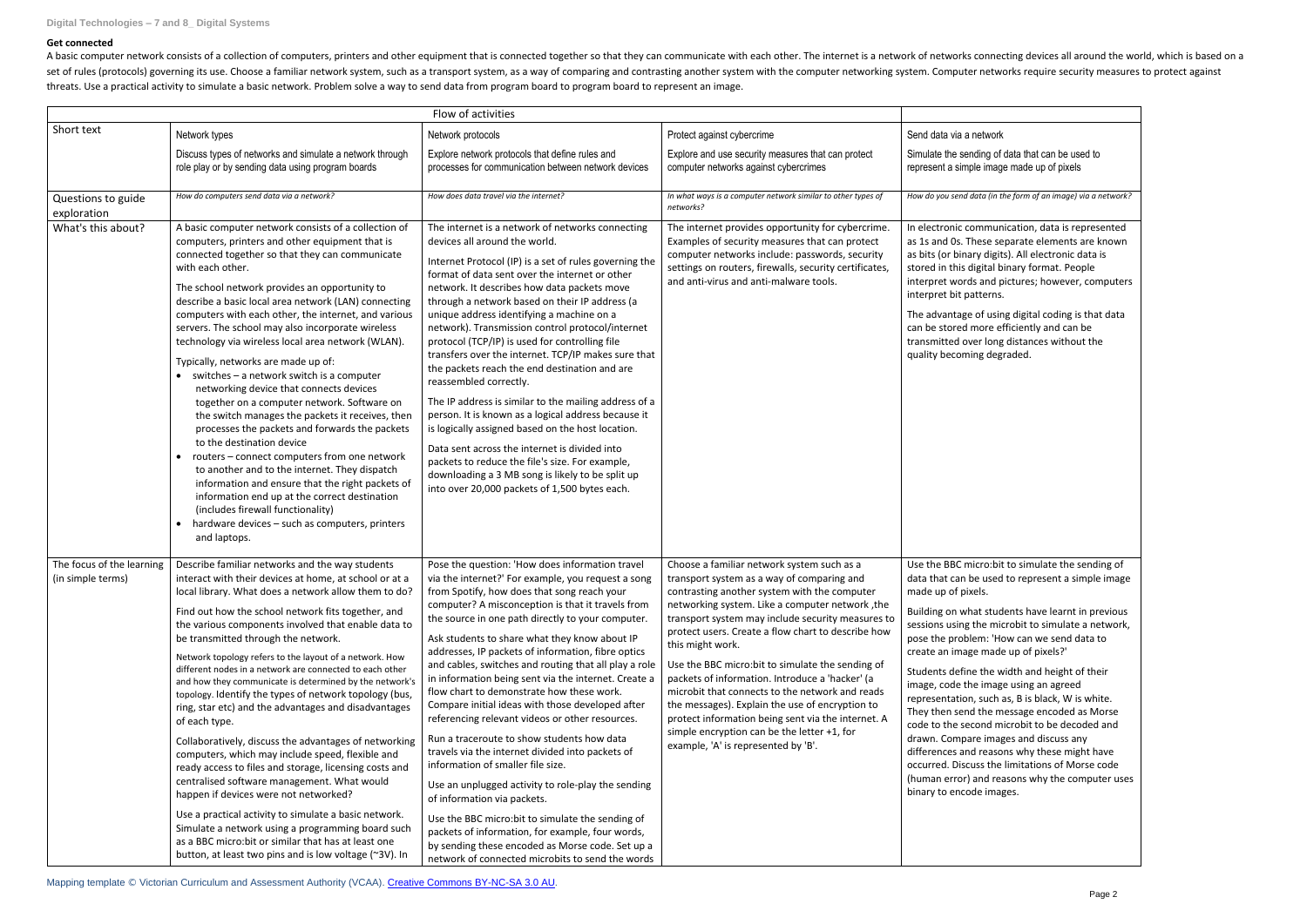**Get connected**

A basic computer network consists of a collection of computers, printers and other equipment that is connected together so that they can communicate with each other. The internet is a network of networks connecting devices all around the world, which is based on a set of rules (protocols) governing its use. Choose a familiar network system, such as a transport system, as a way of comparing and contrasting another system with the computer networking system. Computer networks require security measures to protect against threats. Use a practical activity to simulate a basic network. Problem solve a way to send data from program board to program board to represent an image.

| | Flow of activities | | | |
|---|---|---|---|---|
| Short text | Network types<br><br>Discuss types of networks and simulate a network through role play or by sending data using program boards | Network protocols<br><br>Explore network protocols that define rules and processes for communication between network devices | Protect against cybercrime<br><br>Explore and use security measures that can protect computer networks against cybercrimes | Send data via a network<br><br>Simulate the sending of data that can be used to represent a simple image made up of pixels |
| Questions to guide exploration | *How do computers send data via a network?* | *How does data travel via the internet?* | *In what ways is a computer network similar to other types of networks?* | *How do you send data (in the form of an image) via a network?* |
| What's this about? | A basic computer network consists of a collection of computers, printers and other equipment that is connected together so that they can communicate with each other.<br><br>The school network provides an opportunity to describe a basic local area network (LAN) connecting computers with each other, the internet, and various servers. The school may also incorporate wireless technology via wireless local area network (WLAN).<br><br>Typically, networks are made up of:<br>• switches – a network switch is a computer networking device that connects devices together on a computer network. Software on the switch manages the packets it receives, then processes the packets and forwards the packets to the destination device<br>• routers – connect computers from one network to another and to the internet. They dispatch information and ensure that the right packets of information end up at the correct destination (includes firewall functionality)<br>• hardware devices – such as computers, printers and laptops. | The internet is a network of networks connecting devices all around the world.<br><br>Internet Protocol (IP) is a set of rules governing the format of data sent over the internet or other network. It describes how data packets move through a network based on their IP address (a unique address identifying a machine on a network). Transmission control protocol/internet protocol (TCP/IP) is used for controlling file transfers over the internet. TCP/IP makes sure that the packets reach the end destination and are reassembled correctly.<br><br>The IP address is similar to the mailing address of a person. It is known as a logical address because it is logically assigned based on the host location.<br><br>Data sent across the internet is divided into packets to reduce the file's size. For example, downloading a 3 MB song is likely to be split up into over 20,000 packets of 1,500 bytes each. | The internet provides opportunity for cybercrime. Examples of security measures that can protect computer networks include: passwords, security settings on routers, firewalls, security certificates, and anti-virus and anti-malware tools. | In electronic communication, data is represented as 1s and 0s. These separate elements are known as bits (or binary digits). All electronic data is stored in this digital binary format. People interpret words and pictures; however, computers interpret bit patterns.<br><br>The advantage of using digital coding is that data can be stored more efficiently and can be transmitted over long distances without the quality becoming degraded. |
| The focus of the learning (in simple terms) | Describe familiar networks and the way students interact with their devices at home, at school or at a local library. What does a network allow them to do?<br><br>Find out how the school network fits together, and the various components involved that enable data to be transmitted through the network.<br><br>Network topology refers to the layout of a network. How different nodes in a network are connected to each other and how they communicate is determined by the network's topology. Identify the types of network topology (bus, ring, star etc) and the advantages and disadvantages of each type.<br><br>Collaboratively, discuss the advantages of networking computers, which may include speed, flexible and ready access to files and storage, licensing costs and centralised software management. What would happen if devices were not networked?<br><br>Use a practical activity to simulate a basic network. Simulate a network using a programming board such as a BBC micro:bit or similar that has at least one button, at least two pins and is low voltage (~3V). In | Pose the question: 'How does information travel via the internet?' For example, you request a song from Spotify, how does that song reach your computer? A misconception is that it travels from the source in one path directly to your computer.<br><br>Ask students to share what they know about IP addresses, IP packets of information, fibre optics and cables, switches and routing that all play a role in information being sent via the internet. Create a flow chart to demonstrate how these work. Compare initial ideas with those developed after referencing relevant videos or other resources.<br><br>Run a traceroute to show students how data travels via the internet divided into packets of information of smaller file size.<br><br>Use an unplugged activity to role-play the sending of information via packets.<br><br>Use the BBC micro:bit to simulate the sending of packets of information, for example, four words, by sending these encoded as Morse code. Set up a network of connected microbits to send the words | Choose a familiar network system such as a transport system as a way of comparing and contrasting another system with the computer networking system. Like a computer network ,the transport system may include security measures to protect users. Create a flow chart to describe how this might work.<br><br>Use the BBC micro:bit to simulate the sending of packets of information. Introduce a 'hacker' (a microbit that connects to the network and reads the messages). Explain the use of encryption to protect information being sent via the internet. A simple encryption can be the letter +1, for example, 'A' is represented by 'B'. | Use the BBC micro:bit to simulate the sending of data that can be used to represent a simple image made up of pixels.<br><br>Building on what students have learnt in previous sessions using the microbit to simulate a network, pose the problem: 'How can we send data to create an image made up of pixels?'<br><br>Students define the width and height of their image, code the image using an agreed representation, such as, B is black, W is white. They then send the message encoded as Morse code to the second microbit to be decoded and drawn. Compare images and discuss any differences and reasons why these might have occurred. Discuss the limitations of Morse code (human error) and reasons why the computer uses binary to encode images. |

Mapping template © Victorian Curriculum and Assessment Authority (VCAA). Creative Commons BY-NC-SA 3.0 AU.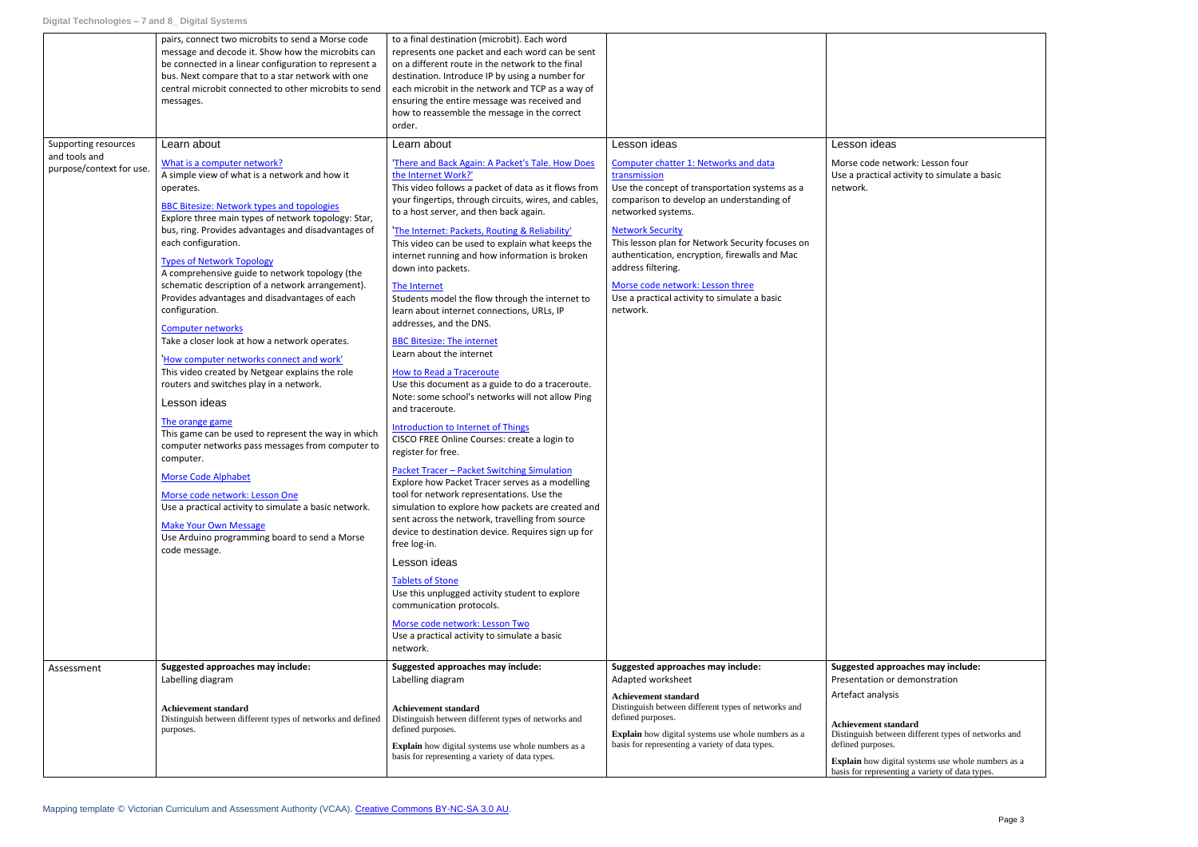| | | | | |
|---|---|---|---|---|
| | pairs, connect two microbits to send a Morse code message and decode it. Show how the microbits can be connected in a linear configuration to represent a bus. Next compare that to a star network with one central microbit connected to other microbits to send messages. | to a final destination (microbit). Each word represents one packet and each word can be sent on a different route in the network to the final destination. Introduce IP by using a number for each microbit in the network and TCP as a way of ensuring the entire message was received and how to reassemble the message in the correct order. | | |
| Supporting resources and tools and purpose/context for use. | **Learn about**<br><br>What is a computer network?<br>A simple view of what is a network and how it operates.<br><br>BBC Bitesize: Network types and topologies<br>Explore three main types of network topology: Star, bus, ring. Provides advantages and disadvantages of each configuration.<br><br>Types of Network Topology<br>A comprehensive guide to network topology (the schematic description of a network arrangement). Provides advantages and disadvantages of each configuration.<br><br>Computer networks<br>Take a closer look at how a network operates.<br><br>'How computer networks connect and work'<br>This video created by Netgear explains the role routers and switches play in a network.<br><br>**Lesson ideas**<br><br>The orange game<br>This game can be used to represent the way in which computer networks pass messages from computer to computer.<br><br>Morse Code Alphabet<br><br>Morse code network: Lesson One<br>Use a practical activity to simulate a basic network.<br><br>Make Your Own Message<br>Use Arduino programming board to send a Morse code message. | **Learn about**<br><br>'There and Back Again: A Packet's Tale. How Does the Internet Work?'<br>This video follows a packet of data as it flows from your fingertips, through circuits, wires, and cables, to a host server, and then back again.<br><br>'The Internet: Packets, Routing & Reliability'<br>This video can be used to explain what keeps the internet running and how information is broken down into packets.<br><br>The Internet<br>Students model the flow through the internet to learn about internet connections, URLs, IP addresses, and the DNS.<br><br>BBC Bitesize: The internet<br>Learn about the internet<br><br>How to Read a Traceroute<br>Use this document as a guide to do a traceroute. Note: some school's networks will not allow Ping and traceroute.<br><br>Introduction to Internet of Things<br>CISCO FREE Online Courses: create a login to register for free.<br><br>Packet Tracer – Packet Switching Simulation<br>Explore how Packet Tracer serves as a modelling tool for network representations. Use the simulation to explore how packets are created and sent across the network, travelling from source device to destination device. Requires sign up for free log-in.<br><br>**Lesson ideas**<br><br>Tablets of Stone<br>Use this unplugged activity student to explore communication protocols.<br><br>Morse code network: Lesson Two<br>Use a practical activity to simulate a basic network. | **Lesson ideas**<br><br>Computer chatter 1: Networks and data transmission<br>Use the concept of transportation systems as a comparison to develop an understanding of networked systems.<br><br>Network Security<br>This lesson plan for Network Security focuses on authentication, encryption, firewalls and Mac address filtering.<br><br>Morse code network: Lesson three<br>Use a practical activity to simulate a basic network. | **Lesson ideas**<br><br>Morse code network: Lesson four<br>Use a practical activity to simulate a basic network. |
| Assessment | **Suggested approaches may include:**<br>Labelling diagram<br><br>**Achievement standard**<br>Distinguish between different types of networks and defined purposes. | **Suggested approaches may include:**<br>Labelling diagram<br><br>**Achievement standard**<br>Distinguish between different types of networks and defined purposes.<br><br>**Explain** how digital systems use whole numbers as a basis for representing a variety of data types. | **Suggested approaches may include:**<br>Adapted worksheet<br><br>**Achievement standard**<br>Distinguish between different types of networks and defined purposes.<br><br>**Explain** how digital systems use whole numbers as a basis for representing a variety of data types. | **Suggested approaches may include:**<br>Presentation or demonstration<br><br>Artefact analysis<br><br>**Achievement standard**<br>Distinguish between different types of networks and defined purposes.<br><br>**Explain** how digital systems use whole numbers as a basis for representing a variety of data types. |

Mapping template © Victorian Curriculum and Assessment Authority (VCAA). Creative Commons BY-NC-SA 3.0 AU.